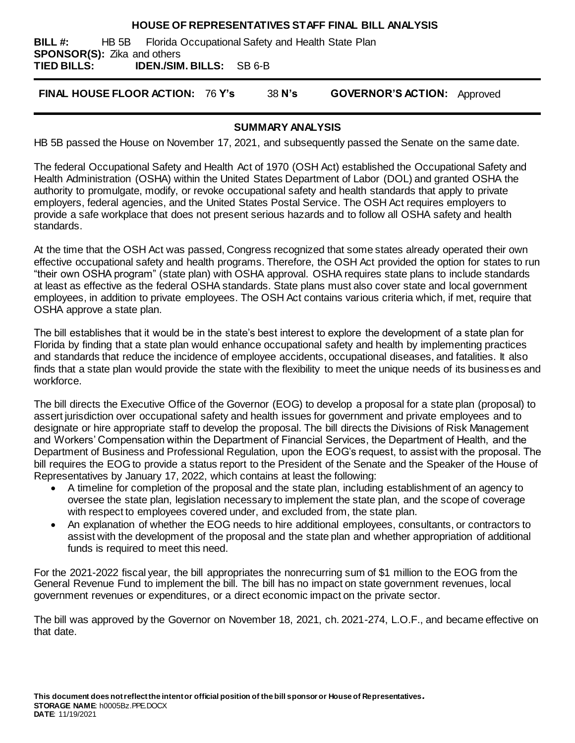# HOUSE OF REPRESENTATIVES STAFF FINAL BILL ANALYSIS

**BILL #:** HB 5B Florida Occupational Safety and Health State Plan
**SPONSOR(S):** Zika and others
**TIED BILLS:** **IDEN./SIM. BILLS:** SB 6-B

**FINAL HOUSE FLOOR ACTION:** 76 **Y's** 38 **N's** **GOVERNOR'S ACTION:** Approved

## SUMMARY ANALYSIS

HB 5B passed the House on November 17, 2021, and subsequently passed the Senate on the same date.

The federal Occupational Safety and Health Act of 1970 (OSH Act) established the Occupational Safety and Health Administration (OSHA) within the United States Department of Labor (DOL) and granted OSHA the authority to promulgate, modify, or revoke occupational safety and health standards that apply to private employers, federal agencies, and the United States Postal Service. The OSH Act requires employers to provide a safe workplace that does not present serious hazards and to follow all OSHA safety and health standards.

At the time that the OSH Act was passed, Congress recognized that some states already operated their own effective occupational safety and health programs. Therefore, the OSH Act provided the option for states to run "their own OSHA program" (state plan) with OSHA approval. OSHA requires state plans to include standards at least as effective as the federal OSHA standards. State plans must also cover state and local government employees, in addition to private employees. The OSH Act contains various criteria which, if met, require that OSHA approve a state plan.

The bill establishes that it would be in the state's best interest to explore the development of a state plan for Florida by finding that a state plan would enhance occupational safety and health by implementing practices and standards that reduce the incidence of employee accidents, occupational diseases, and fatalities. It also finds that a state plan would provide the state with the flexibility to meet the unique needs of its businesses and workforce.

The bill directs the Executive Office of the Governor (EOG) to develop a proposal for a state plan (proposal) to assert jurisdiction over occupational safety and health issues for government and private employees and to designate or hire appropriate staff to develop the proposal. The bill directs the Divisions of Risk Management and Workers' Compensation within the Department of Financial Services, the Department of Health, and the Department of Business and Professional Regulation, upon the EOG's request, to assist with the proposal. The bill requires the EOG to provide a status report to the President of the Senate and the Speaker of the House of Representatives by January 17, 2022, which contains at least the following:

- A timeline for completion of the proposal and the state plan, including establishment of an agency to oversee the state plan, legislation necessary to implement the state plan, and the scope of coverage with respect to employees covered under, and excluded from, the state plan.
- An explanation of whether the EOG needs to hire additional employees, consultants, or contractors to assist with the development of the proposal and the state plan and whether appropriation of additional funds is required to meet this need.

For the 2021-2022 fiscal year, the bill appropriates the nonrecurring sum of $1 million to the EOG from the General Revenue Fund to implement the bill. The bill has no impact on state government revenues, local government revenues or expenditures, or a direct economic impact on the private sector.

The bill was approved by the Governor on November 18, 2021, ch. 2021-274, L.O.F., and became effective on that date.

**This document does not reflect the intent or official position of the bill sponsor or House of Representatives.**
**STORAGE NAME**: h0005Bz.PPE.DOCX
**DATE**: 11/19/2021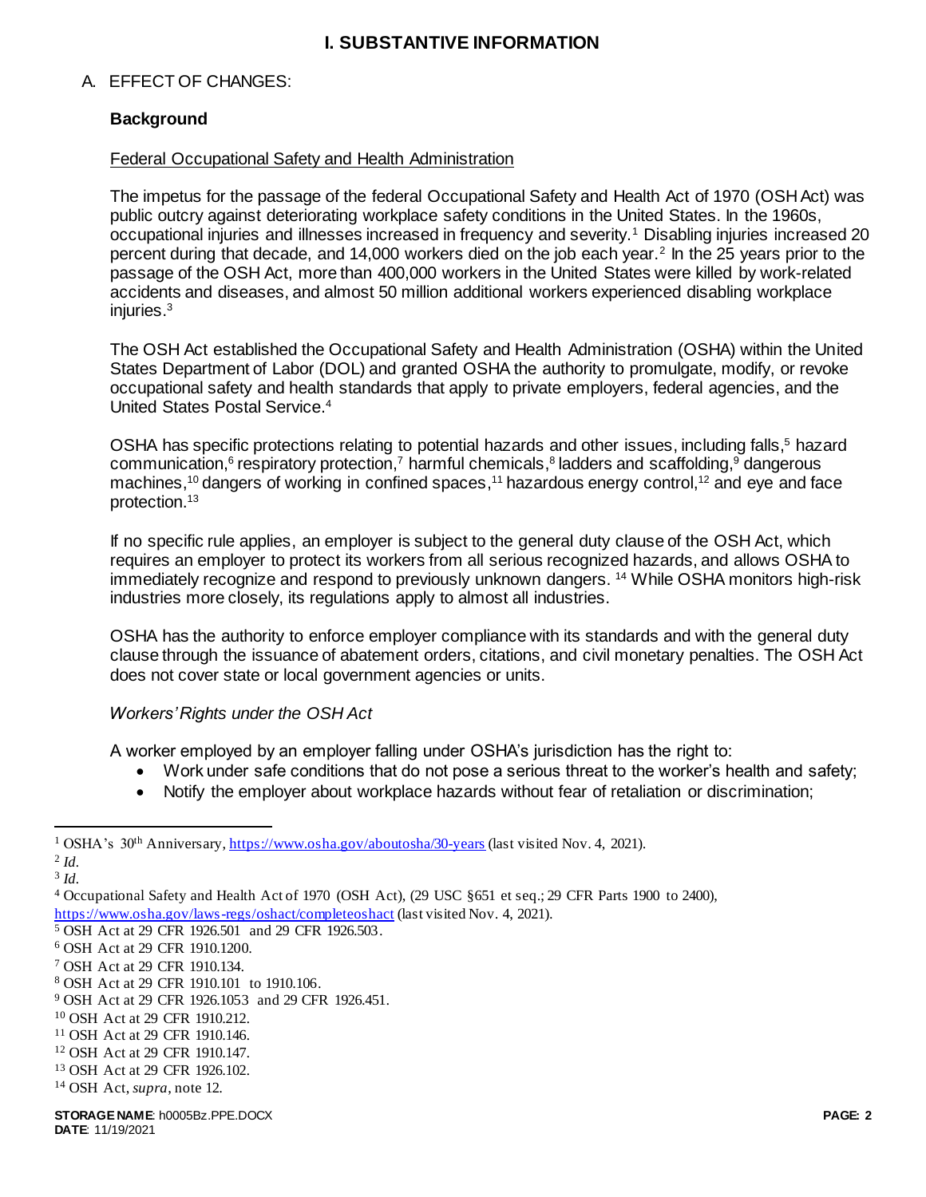# I. SUBSTANTIVE INFORMATION

A. EFFECT OF CHANGES:

**Background**

Federal Occupational Safety and Health Administration

The impetus for the passage of the federal Occupational Safety and Health Act of 1970 (OSH Act) was public outcry against deteriorating workplace safety conditions in the United States. In the 1960s, occupational injuries and illnesses increased in frequency and severity.[1] Disabling injuries increased 20 percent during that decade, and 14,000 workers died on the job each year.[2] In the 25 years prior to the passage of the OSH Act, more than 400,000 workers in the United States were killed by work-related accidents and diseases, and almost 50 million additional workers experienced disabling workplace injuries.[3]

The OSH Act established the Occupational Safety and Health Administration (OSHA) within the United States Department of Labor (DOL) and granted OSHA the authority to promulgate, modify, or revoke occupational safety and health standards that apply to private employers, federal agencies, and the United States Postal Service.[4]

OSHA has specific protections relating to potential hazards and other issues, including falls,[5] hazard communication,[6] respiratory protection,[7] harmful chemicals,[8] ladders and scaffolding,[9] dangerous machines,[10] dangers of working in confined spaces,[11] hazardous energy control,[12] and eye and face protection.[13]

If no specific rule applies, an employer is subject to the general duty clause of the OSH Act, which requires an employer to protect its workers from all serious recognized hazards, and allows OSHA to immediately recognize and respond to previously unknown dangers.[14] While OSHA monitors high-risk industries more closely, its regulations apply to almost all industries.

OSHA has the authority to enforce employer compliance with its standards and with the general duty clause through the issuance of abatement orders, citations, and civil monetary penalties. The OSH Act does not cover state or local government agencies or units.

*Workers' Rights under the OSH Act*

A worker employed by an employer falling under OSHA's jurisdiction has the right to:

- Work under safe conditions that do not pose a serious threat to the worker's health and safety;
- Notify the employer about workplace hazards without fear of retaliation or discrimination;

---

[1] OSHA's 30th Anniversary, https://www.osha.gov/aboutosha/30-years (last visited Nov. 4, 2021).

[2] *Id*.

[3] *Id*.

[4] Occupational Safety and Health Act of 1970 (OSH Act), (29 USC §651 et seq.; 29 CFR Parts 1900 to 2400), https://www.osha.gov/laws-regs/oshact/completeoshact (last visited Nov. 4, 2021).

[5] OSH Act at 29 CFR 1926.501 and 29 CFR 1926.503.

[6] OSH Act at 29 CFR 1910.1200.

[7] OSH Act at 29 CFR 1910.134.

[8] OSH Act at 29 CFR 1910.101 to 1910.106.

[9] OSH Act at 29 CFR 1926.1053 and 29 CFR 1926.451.

[10] OSH Act at 29 CFR 1910.212.

[11] OSH Act at 29 CFR 1910.146.

[12] OSH Act at 29 CFR 1910.147.

[13] OSH Act at 29 CFR 1926.102.

[14] OSH Act, *supra*, note 12.

**STORAGE NAME**: h0005Bz.PPE.DOCX
**DATE**: 11/19/2021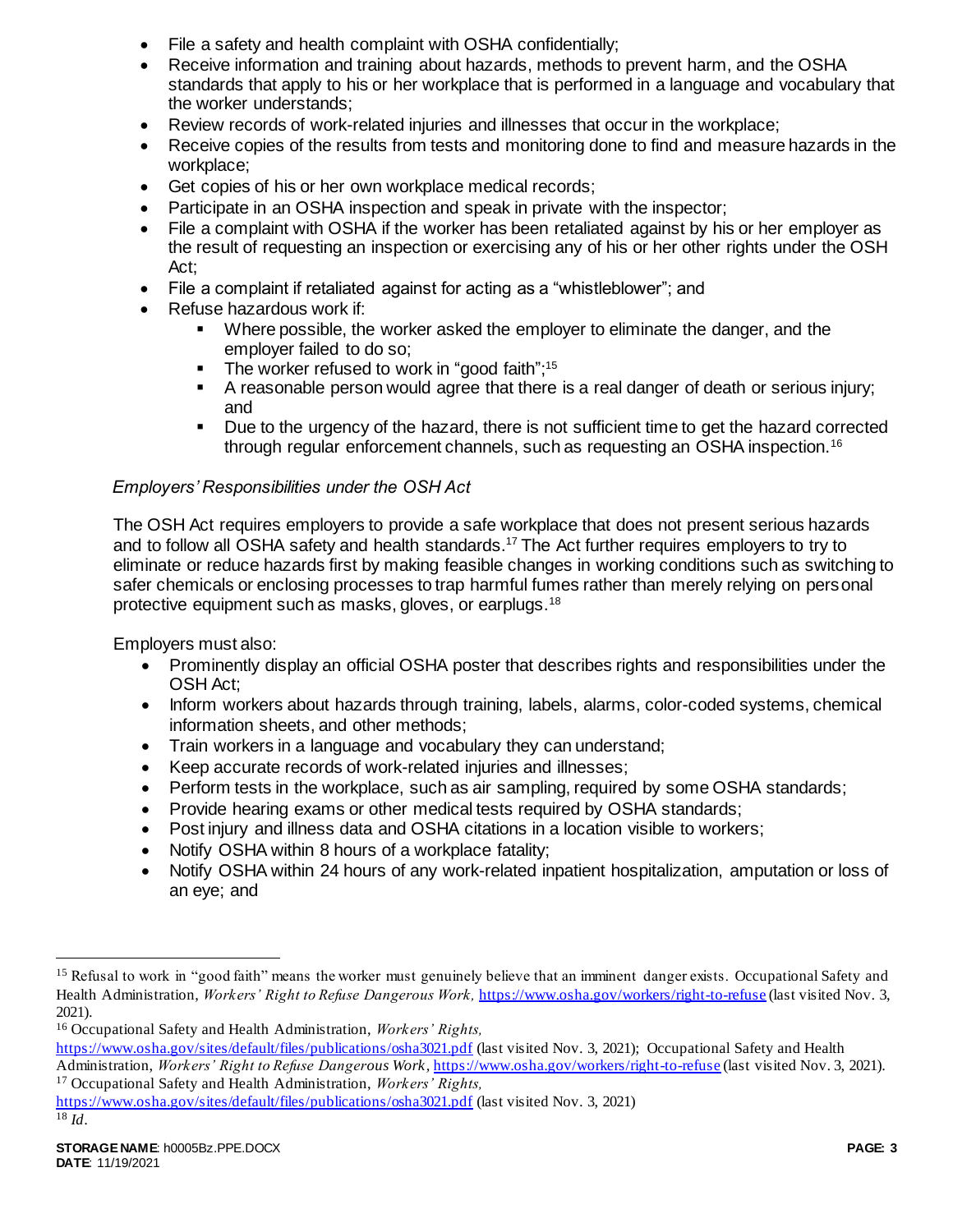- File a safety and health complaint with OSHA confidentially;
- Receive information and training about hazards, methods to prevent harm, and the OSHA standards that apply to his or her workplace that is performed in a language and vocabulary that the worker understands;
- Review records of work-related injuries and illnesses that occur in the workplace;
- Receive copies of the results from tests and monitoring done to find and measure hazards in the workplace;
- Get copies of his or her own workplace medical records;
- Participate in an OSHA inspection and speak in private with the inspector;
- File a complaint with OSHA if the worker has been retaliated against by his or her employer as the result of requesting an inspection or exercising any of his or her other rights under the OSH Act;
- File a complaint if retaliated against for acting as a "whistleblower"; and
- Refuse hazardous work if:
  - Where possible, the worker asked the employer to eliminate the danger, and the employer failed to do so;
  - The worker refused to work in "good faith";[15]
  - A reasonable person would agree that there is a real danger of death or serious injury; and
  - Due to the urgency of the hazard, there is not sufficient time to get the hazard corrected through regular enforcement channels, such as requesting an OSHA inspection.[16]

*Employers' Responsibilities under the OSH Act*

The OSH Act requires employers to provide a safe workplace that does not present serious hazards and to follow all OSHA safety and health standards.[17] The Act further requires employers to try to eliminate or reduce hazards first by making feasible changes in working conditions such as switching to safer chemicals or enclosing processes to trap harmful fumes rather than merely relying on personal protective equipment such as masks, gloves, or earplugs.[18]

Employers must also:

- Prominently display an official OSHA poster that describes rights and responsibilities under the OSH Act;
- Inform workers about hazards through training, labels, alarms, color-coded systems, chemical information sheets, and other methods;
- Train workers in a language and vocabulary they can understand;
- Keep accurate records of work-related injuries and illnesses;
- Perform tests in the workplace, such as air sampling, required by some OSHA standards;
- Provide hearing exams or other medical tests required by OSHA standards;
- Post injury and illness data and OSHA citations in a location visible to workers;
- Notify OSHA within 8 hours of a workplace fatality;
- Notify OSHA within 24 hours of any work-related inpatient hospitalization, amputation or loss of an eye; and

---

[15] Refusal to work in "good faith" means the worker must genuinely believe that an imminent danger exists. Occupational Safety and Health Administration, *Workers' Right to Refuse Dangerous Work,* https://www.osha.gov/workers/right-to-refuse (last visited Nov. 3, 2021).

[16] Occupational Safety and Health Administration, *Workers' Rights,* https://www.osha.gov/sites/default/files/publications/osha3021.pdf (last visited Nov. 3, 2021); Occupational Safety and Health Administration, *Workers' Right to Refuse Dangerous Work*, https://www.osha.gov/workers/right-to-refuse (last visited Nov. 3, 2021).

[17] Occupational Safety and Health Administration, *Workers' Rights,* https://www.osha.gov/sites/default/files/publications/osha3021.pdf (last visited Nov. 3, 2021)

[18] *Id*.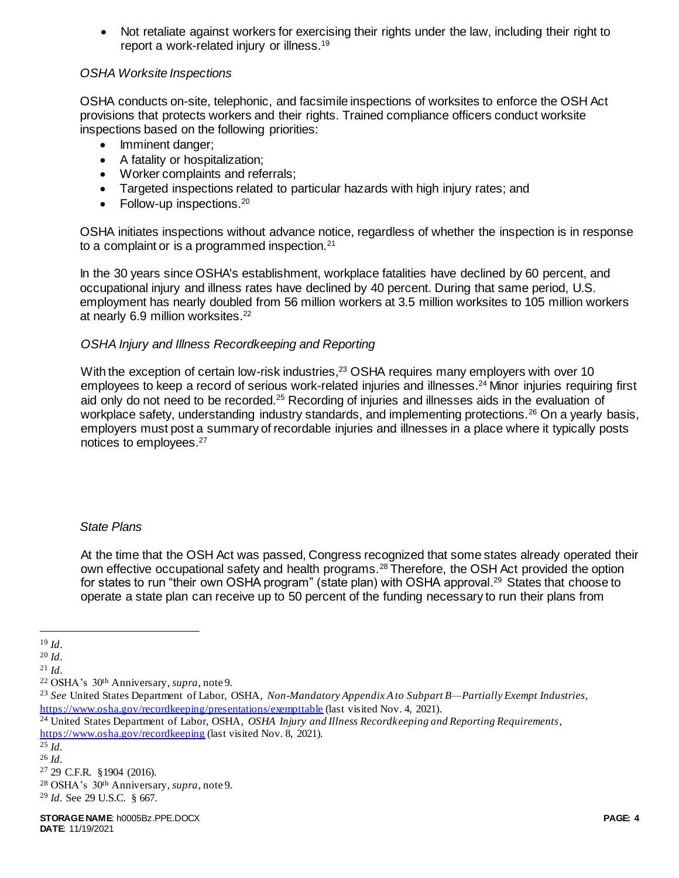- Not retaliate against workers for exercising their rights under the law, including their right to report a work-related injury or illness.[19]

*OSHA Worksite Inspections*

OSHA conducts on-site, telephonic, and facsimile inspections of worksites to enforce the OSH Act provisions that protects workers and their rights. Trained compliance officers conduct worksite inspections based on the following priorities:

- Imminent danger;
- A fatality or hospitalization;
- Worker complaints and referrals;
- Targeted inspections related to particular hazards with high injury rates; and
- Follow-up inspections.[20]

OSHA initiates inspections without advance notice, regardless of whether the inspection is in response to a complaint or is a programmed inspection.[21]

In the 30 years since OSHA's establishment, workplace fatalities have declined by 60 percent, and occupational injury and illness rates have declined by 40 percent. During that same period, U.S. employment has nearly doubled from 56 million workers at 3.5 million worksites to 105 million workers at nearly 6.9 million worksites.[22]

*OSHA Injury and Illness Recordkeeping and Reporting*

With the exception of certain low-risk industries,[23] OSHA requires many employers with over 10 employees to keep a record of serious work-related injuries and illnesses.[24] Minor injuries requiring first aid only do not need to be recorded.[25] Recording of injuries and illnesses aids in the evaluation of workplace safety, understanding industry standards, and implementing protections.[26] On a yearly basis, employers must post a summary of recordable injuries and illnesses in a place where it typically posts notices to employees.[27]

*State Plans*

At the time that the OSH Act was passed, Congress recognized that some states already operated their own effective occupational safety and health programs.[28] Therefore, the OSH Act provided the option for states to run "their own OSHA program" (state plan) with OSHA approval.[29] States that choose to operate a state plan can receive up to 50 percent of the funding necessary to run their plans from

---

[19] *Id*.

[20] *Id*.

[21] *Id*.

[22] OSHA's 30th Anniversary, *supra*, note 9.

[23] *See* United States Department of Labor, OSHA, *Non-Mandatory Appendix A to Subpart B—Partially Exempt Industries*, https://www.osha.gov/recordkeeping/presentations/exempttable (last visited Nov. 4, 2021).

[24] United States Department of Labor, OSHA, *OSHA Injury and Illness Recordkeeping and Reporting Requirements*, https://www.osha.gov/recordkeeping (last visited Nov. 8, 2021).

[25] *Id*.

[26] *Id*.

[27] 29 C.F.R. §1904 (2016).

[28] OSHA's 30th Anniversary, *supra*, note 9.

[29] *Id*. See 29 U.S.C. § 667.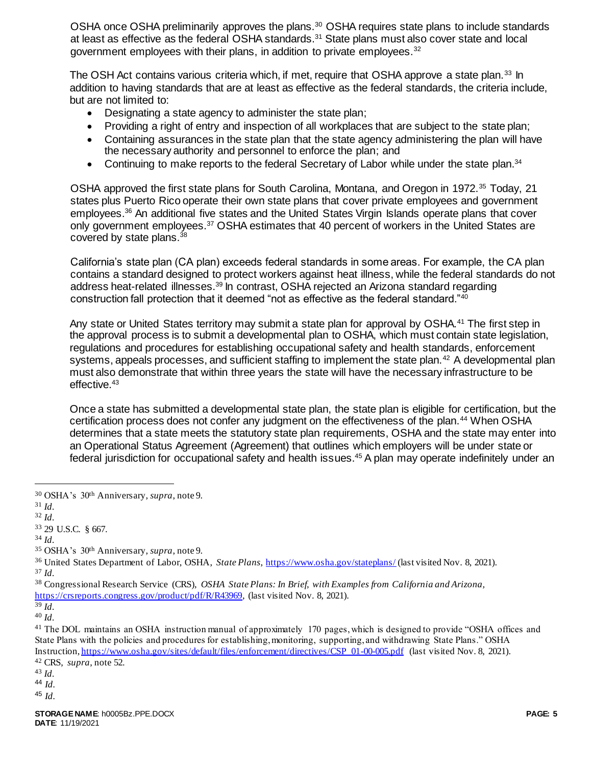OSHA once OSHA preliminarily approves the plans.[30] OSHA requires state plans to include standards at least as effective as the federal OSHA standards.[31] State plans must also cover state and local government employees with their plans, in addition to private employees.[32]

The OSH Act contains various criteria which, if met, require that OSHA approve a state plan.[33] In addition to having standards that are at least as effective as the federal standards, the criteria include, but are not limited to:

- Designating a state agency to administer the state plan;
- Providing a right of entry and inspection of all workplaces that are subject to the state plan;
- Containing assurances in the state plan that the state agency administering the plan will have the necessary authority and personnel to enforce the plan; and
- Continuing to make reports to the federal Secretary of Labor while under the state plan.[34]

OSHA approved the first state plans for South Carolina, Montana, and Oregon in 1972.[35] Today, 21 states plus Puerto Rico operate their own state plans that cover private employees and government employees.[36] An additional five states and the United States Virgin Islands operate plans that cover only government employees.[37] OSHA estimates that 40 percent of workers in the United States are covered by state plans.[38]

California's state plan (CA plan) exceeds federal standards in some areas. For example, the CA plan contains a standard designed to protect workers against heat illness, while the federal standards do not address heat-related illnesses.[39] In contrast, OSHA rejected an Arizona standard regarding construction fall protection that it deemed "not as effective as the federal standard."[40]

Any state or United States territory may submit a state plan for approval by OSHA.[41] The first step in the approval process is to submit a developmental plan to OSHA, which must contain state legislation, regulations and procedures for establishing occupational safety and health standards, enforcement systems, appeals processes, and sufficient staffing to implement the state plan.[42] A developmental plan must also demonstrate that within three years the state will have the necessary infrastructure to be effective.[43]

Once a state has submitted a developmental state plan, the state plan is eligible for certification, but the certification process does not confer any judgment on the effectiveness of the plan.[44] When OSHA determines that a state meets the statutory state plan requirements, OSHA and the state may enter into an Operational Status Agreement (Agreement) that outlines which employers will be under state or federal jurisdiction for occupational safety and health issues.[45] A plan may operate indefinitely under an

---

[30] OSHA's 30th Anniversary, *supra*, note 9.

[31] *Id.*

[32] *Id.*

[33] 29 U.S.C. § 667.

[34] *Id.*

[35] OSHA's 30th Anniversary, *supra*, note 9.

[36] United States Department of Labor, OSHA, *State Plans*, https://www.osha.gov/stateplans/ (last visited Nov. 8, 2021).

[37] *Id.*

[38] Congressional Research Service (CRS), *OSHA State Plans: In Brief, with Examples from California and Arizona*, https://crsreports.congress.gov/product/pdf/R/R43969, (last visited Nov. 8, 2021).

[39] *Id.*

[40] *Id.*

[41] The DOL maintains an OSHA instruction manual of approximately 170 pages, which is designed to provide "OSHA offices and State Plans with the policies and procedures for establishing, monitoring, supporting, and withdrawing State Plans." OSHA Instruction, https://www.osha.gov/sites/default/files/enforcement/directives/CSP_01-00-005.pdf (last visited Nov. 8, 2021).

[42] CRS, *supra*, note 52.

[43] *Id.*

[44] *Id.*

[45] *Id.*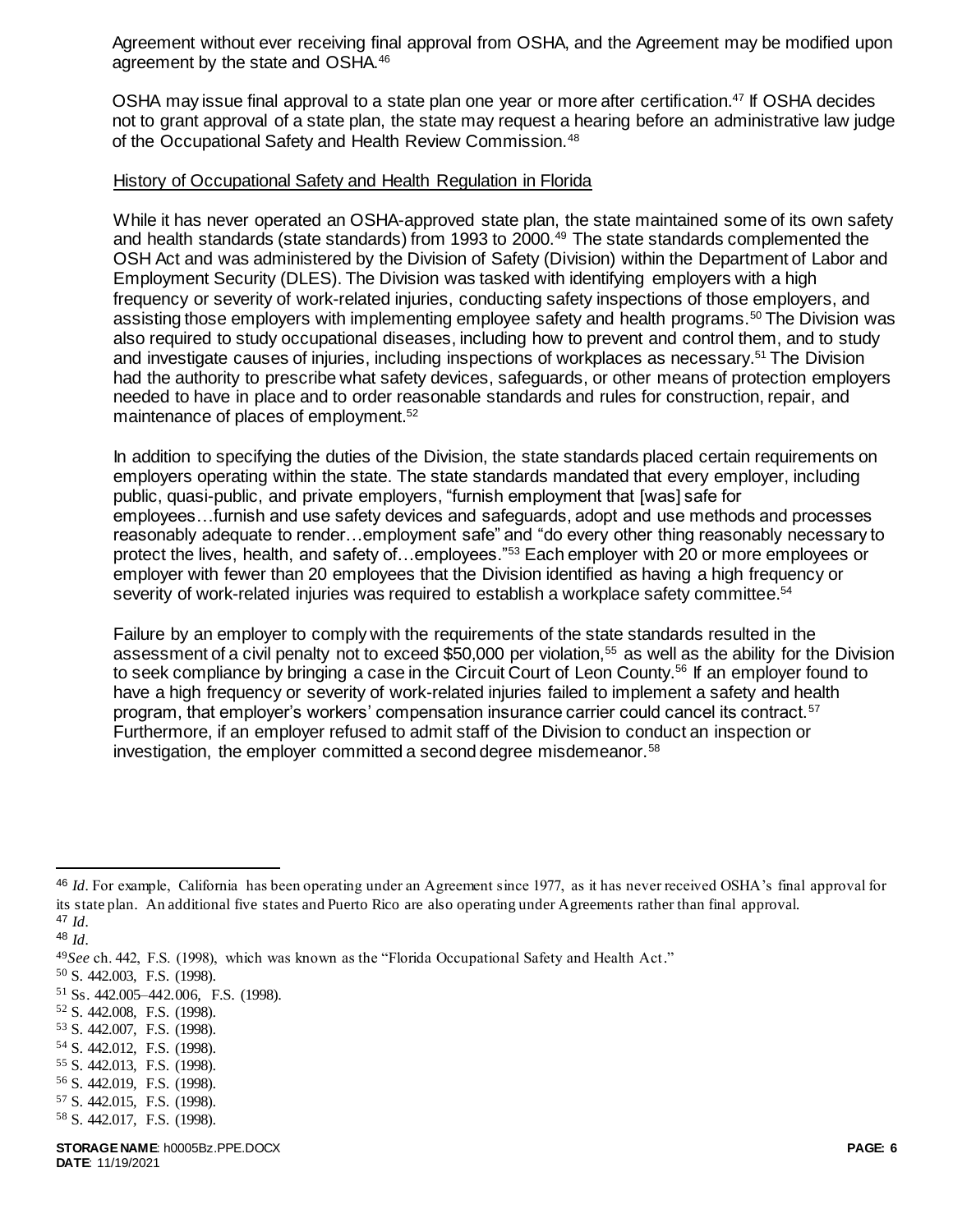Agreement without ever receiving final approval from OSHA, and the Agreement may be modified upon agreement by the state and OSHA.[46]

OSHA may issue final approval to a state plan one year or more after certification.[47] If OSHA decides not to grant approval of a state plan, the state may request a hearing before an administrative law judge of the Occupational Safety and Health Review Commission.[48]

### History of Occupational Safety and Health Regulation in Florida

While it has never operated an OSHA-approved state plan, the state maintained some of its own safety and health standards (state standards) from 1993 to 2000.[49] The state standards complemented the OSH Act and was administered by the Division of Safety (Division) within the Department of Labor and Employment Security (DLES). The Division was tasked with identifying employers with a high frequency or severity of work-related injuries, conducting safety inspections of those employers, and assisting those employers with implementing employee safety and health programs.[50] The Division was also required to study occupational diseases, including how to prevent and control them, and to study and investigate causes of injuries, including inspections of workplaces as necessary.[51] The Division had the authority to prescribe what safety devices, safeguards, or other means of protection employers needed to have in place and to order reasonable standards and rules for construction, repair, and maintenance of places of employment.[52]

In addition to specifying the duties of the Division, the state standards placed certain requirements on employers operating within the state. The state standards mandated that every employer, including public, quasi-public, and private employers, "furnish employment that [was] safe for employees…furnish and use safety devices and safeguards, adopt and use methods and processes reasonably adequate to render…employment safe" and "do every other thing reasonably necessary to protect the lives, health, and safety of…employees."[53] Each employer with 20 or more employees or employer with fewer than 20 employees that the Division identified as having a high frequency or severity of work-related injuries was required to establish a workplace safety committee.[54]

Failure by an employer to comply with the requirements of the state standards resulted in the assessment of a civil penalty not to exceed $50,000 per violation,[55] as well as the ability for the Division to seek compliance by bringing a case in the Circuit Court of Leon County.[56] If an employer found to have a high frequency or severity of work-related injuries failed to implement a safety and health program, that employer's workers' compensation insurance carrier could cancel its contract.[57] Furthermore, if an employer refused to admit staff of the Division to conduct an inspection or investigation, the employer committed a second degree misdemeanor.[58]

---

[46] *Id*. For example, California has been operating under an Agreement since 1977, as it has never received OSHA's final approval for its state plan. An additional five states and Puerto Rico are also operating under Agreements rather than final approval.

[47] *Id*.

[48] *Id*.

[49] *See* ch. 442, F.S. (1998), which was known as the "Florida Occupational Safety and Health Act."

[50] S. 442.003, F.S. (1998).

[51] Ss. 442.005–442.006, F.S. (1998).

[52] S. 442.008, F.S. (1998).

[53] S. 442.007, F.S. (1998).

[54] S. 442.012, F.S. (1998).

[55] S. 442.013, F.S. (1998).

[56] S. 442.019, F.S. (1998).

[57] S. 442.015, F.S. (1998).

[58] S. 442.017, F.S. (1998).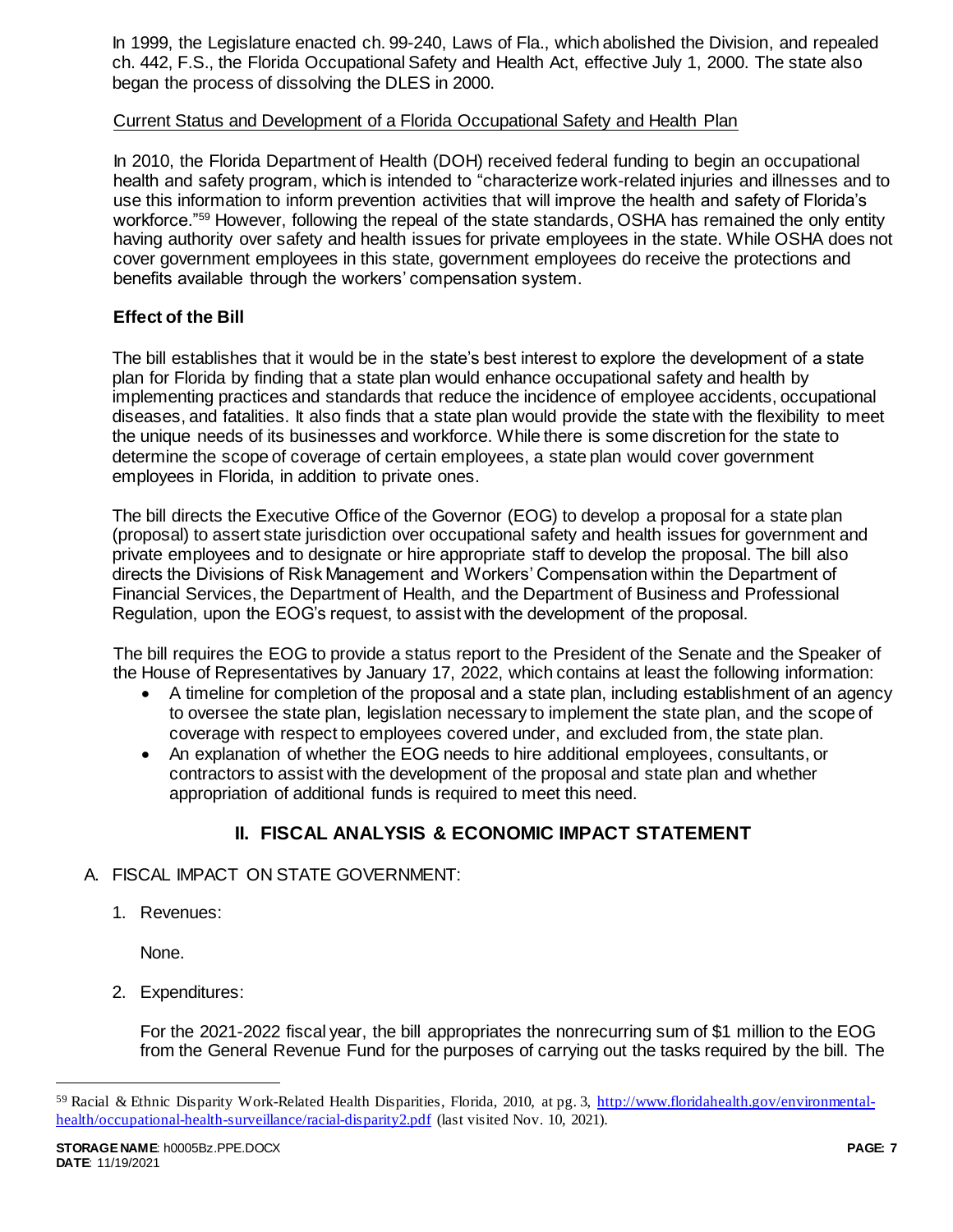In 1999, the Legislature enacted ch. 99-240, Laws of Fla., which abolished the Division, and repealed ch. 442, F.S., the Florida Occupational Safety and Health Act, effective July 1, 2000. The state also began the process of dissolving the DLES in 2000.

Current Status and Development of a Florida Occupational Safety and Health Plan

In 2010, the Florida Department of Health (DOH) received federal funding to begin an occupational health and safety program, which is intended to "characterize work-related injuries and illnesses and to use this information to inform prevention activities that will improve the health and safety of Florida's workforce."[59] However, following the repeal of the state standards, OSHA has remained the only entity having authority over safety and health issues for private employees in the state. While OSHA does not cover government employees in this state, government employees do receive the protections and benefits available through the workers' compensation system.

### Effect of the Bill

The bill establishes that it would be in the state's best interest to explore the development of a state plan for Florida by finding that a state plan would enhance occupational safety and health by implementing practices and standards that reduce the incidence of employee accidents, occupational diseases, and fatalities. It also finds that a state plan would provide the state with the flexibility to meet the unique needs of its businesses and workforce. While there is some discretion for the state to determine the scope of coverage of certain employees, a state plan would cover government employees in Florida, in addition to private ones.

The bill directs the Executive Office of the Governor (EOG) to develop a proposal for a state plan (proposal) to assert state jurisdiction over occupational safety and health issues for government and private employees and to designate or hire appropriate staff to develop the proposal. The bill also directs the Divisions of Risk Management and Workers' Compensation within the Department of Financial Services, the Department of Health, and the Department of Business and Professional Regulation, upon the EOG's request, to assist with the development of the proposal.

The bill requires the EOG to provide a status report to the President of the Senate and the Speaker of the House of Representatives by January 17, 2022, which contains at least the following information:

- A timeline for completion of the proposal and a state plan, including establishment of an agency to oversee the state plan, legislation necessary to implement the state plan, and the scope of coverage with respect to employees covered under, and excluded from, the state plan.
- An explanation of whether the EOG needs to hire additional employees, consultants, or contractors to assist with the development of the proposal and state plan and whether appropriation of additional funds is required to meet this need.

## II. FISCAL ANALYSIS & ECONOMIC IMPACT STATEMENT

A. FISCAL IMPACT ON STATE GOVERNMENT:

1. Revenues:

   None.

2. Expenditures:

   For the 2021-2022 fiscal year, the bill appropriates the nonrecurring sum of $1 million to the EOG from the General Revenue Fund for the purposes of carrying out the tasks required by the bill. The

---

[59] Racial & Ethnic Disparity Work-Related Health Disparities, Florida, 2010, at pg. 3, http://www.floridahealth.gov/environmental-health/occupational-health-surveillance/racial-disparity2.pdf (last visited Nov. 10, 2021).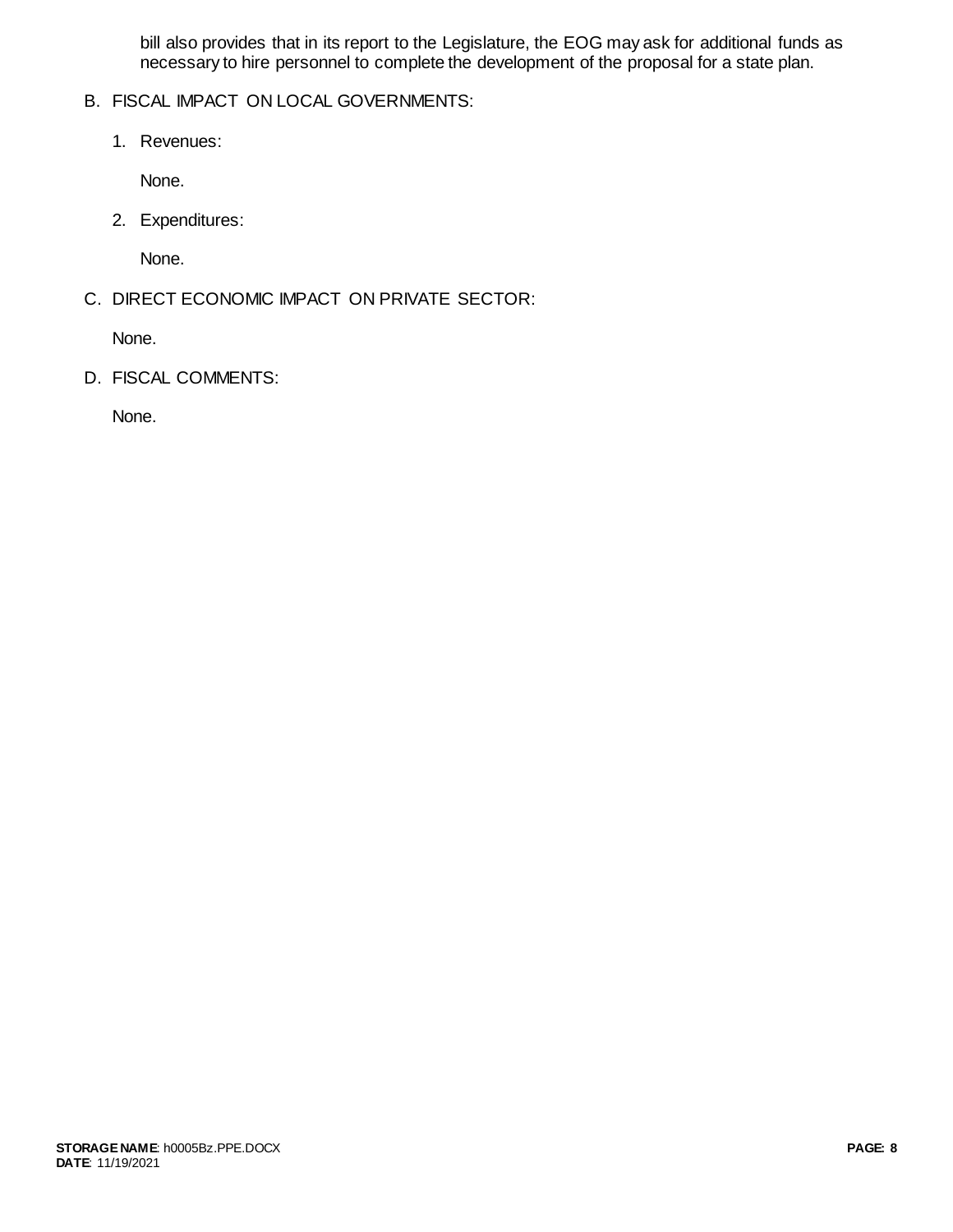bill also provides that in its report to the Legislature, the EOG may ask for additional funds as necessary to hire personnel to complete the development of the proposal for a state plan.

B. FISCAL IMPACT ON LOCAL GOVERNMENTS:

1. Revenues:

   None.

2. Expenditures:

   None.

C. DIRECT ECONOMIC IMPACT ON PRIVATE SECTOR:

None.

D. FISCAL COMMENTS:

None.